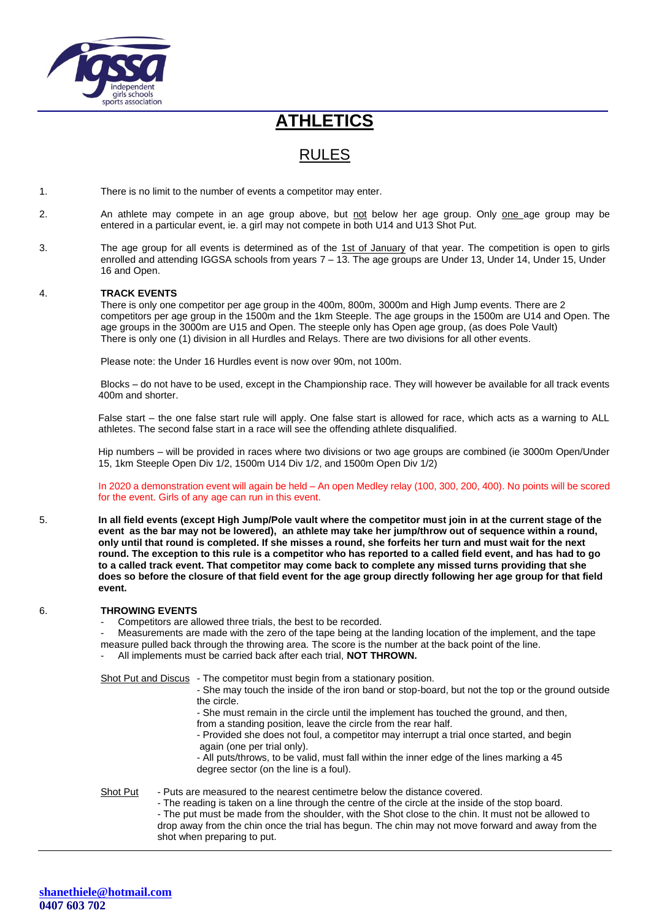# ATHLETICS

## RULES

1. There is no limit to the number of events a competitor may enter.

2. An athlete may compete in an age group above, but not below her age group. Only one age group may be entered in a particular event, ie. a girl may not compete in both U14 and U13 Shot Put.

3. The age group for all events is determined as of the 1st of January of that year. The competition is open to girls enrolled and attending IGGSA schools from years 7 – 13. The age groups are Under 13, Under 14, Under 15, Under 16 and Open.

4. **TRACK EVENTS**
   There is only one competitor per age group in the 400m, 800m, 3000m and High Jump events. There are 2 competitors per age group in the 1500m and the 1km Steeple. The age groups in the 1500m are U14 and Open. The age groups in the 3000m are U15 and Open. The steeple only has Open age group, (as does Pole Vault)
   There is only one (1) division in all Hurdles and Relays. There are two divisions for all other events.

   Please note: the Under 16 Hurdles event is now over 90m, not 100m.

   Blocks – do not have to be used, except in the Championship race. They will however be available for all track events 400m and shorter.

   False start – the one false start rule will apply. One false start is allowed for race, which acts as a warning to ALL athletes. The second false start in a race will see the offending athlete disqualified.

   Hip numbers – will be provided in races where two divisions or two age groups are combined (ie 3000m Open/Under 15, 1km Steeple Open Div 1/2, 1500m U14 Div 1/2, and 1500m Open Div 1/2)

   In 2020 a demonstration event will again be held – An open Medley relay (100, 300, 200, 400). No points will be scored for the event. Girls of any age can run in this event.

5. **In all field events (except High Jump/Pole vault where the competitor must join in at the current stage of the event as the bar may not be lowered), an athlete may take her jump/throw out of sequence within a round, only until that round is completed. If she misses a round, she forfeits her turn and must wait for the next round. The exception to this rule is a competitor who has reported to a called field event, and has had to go to a called track event. That competitor may come back to complete any missed turns providing that she does so before the closure of that field event for the age group directly following her age group for that field event.**

6. **THROWING EVENTS**
   - Competitors are allowed three trials, the best to be recorded.
   - Measurements are made with the zero of the tape being at the landing location of the implement, and the tape measure pulled back through the throwing area. The score is the number at the back point of the line.
   - All implements must be carried back after each trial, **NOT THROWN.**

   Shot Put and Discus
   - The competitor must begin from a stationary position.
   - She may touch the inside of the iron band or stop-board, but not the top or the ground outside the circle.
   - She must remain in the circle until the implement has touched the ground, and then, from a standing position, leave the circle from the rear half.
   - Provided she does not foul, a competitor may interrupt a trial once started, and begin again (one per trial only).
   - All puts/throws, to be valid, must fall within the inner edge of the lines marking a 45 degree sector (on the line is a foul).

   Shot Put
   - Puts are measured to the nearest centimetre below the distance covered.
   - The reading is taken on a line through the centre of the circle at the inside of the stop board.
   - The put must be made from the shoulder, with the Shot close to the chin. It must not be allowed to drop away from the chin once the trial has begun. The chin may not move forward and away from the shot when preparing to put.

**shanethiele@hotmail.com**
**0407 603 702**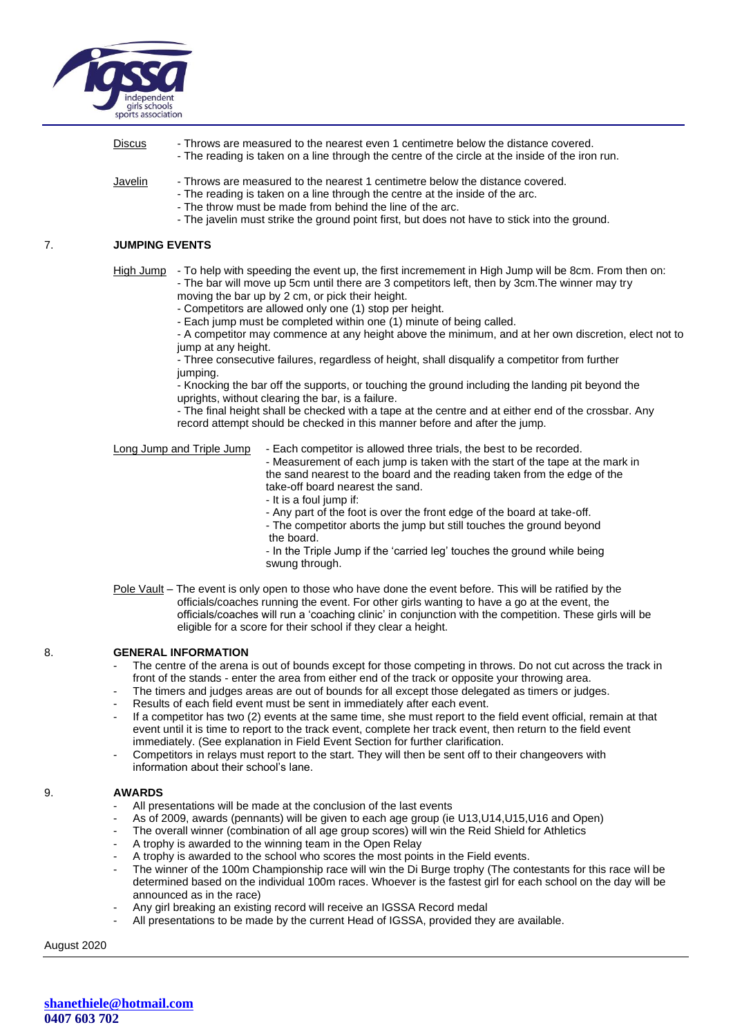Discus
- Throws are measured to the nearest even 1 centimetre below the distance covered.
- The reading is taken on a line through the centre of the circle at the inside of the iron run.

Javelin
- Throws are measured to the nearest 1 centimetre below the distance covered.
- The reading is taken on a line through the centre at the inside of the arc.
- The throw must be made from behind the line of the arc.
- The javelin must strike the ground point first, but does not have to stick into the ground.

## 7. JUMPING EVENTS

High Jump
- To help with speeding the event up, the first incremement in High Jump will be 8cm. From then on:
- The bar will move up 5cm until there are 3 competitors left, then by 3cm.The winner may try moving the bar up by 2 cm, or pick their height.
- Competitors are allowed only one (1) stop per height.
- Each jump must be completed within one (1) minute of being called.
- A competitor may commence at any height above the minimum, and at her own discretion, elect not to jump at any height.
- Three consecutive failures, regardless of height, shall disqualify a competitor from further jumping.
- Knocking the bar off the supports, or touching the ground including the landing pit beyond the uprights, without clearing the bar, is a failure.
- The final height shall be checked with a tape at the centre and at either end of the crossbar. Any record attempt should be checked in this manner before and after the jump.

Long Jump and Triple Jump
- Each competitor is allowed three trials, the best to be recorded.
- Measurement of each jump is taken with the start of the tape at the mark in the sand nearest to the board and the reading taken from the edge of the take-off board nearest the sand.
- It is a foul jump if:
- Any part of the foot is over the front edge of the board at take-off.
- The competitor aborts the jump but still touches the ground beyond the board.
- In the Triple Jump if the 'carried leg' touches the ground while being swung through.

Pole Vault – The event is only open to those who have done the event before. This will be ratified by the officials/coaches running the event. For other girls wanting to have a go at the event, the officials/coaches will run a 'coaching clinic' in conjunction with the competition. These girls will be eligible for a score for their school if they clear a height.

## 8. GENERAL INFORMATION

- The centre of the arena is out of bounds except for those competing in throws. Do not cut across the track in front of the stands - enter the area from either end of the track or opposite your throwing area.
- The timers and judges areas are out of bounds for all except those delegated as timers or judges.
- Results of each field event must be sent in immediately after each event.
- If a competitor has two (2) events at the same time, she must report to the field event official, remain at that event until it is time to report to the track event, complete her track event, then return to the field event immediately. (See explanation in Field Event Section for further clarification.
- Competitors in relays must report to the start. They will then be sent off to their changeovers with information about their school's lane.

## 9. AWARDS

- All presentations will be made at the conclusion of the last events
- As of 2009, awards (pennants) will be given to each age group (ie U13,U14,U15,U16 and Open)
- The overall winner (combination of all age group scores) will win the Reid Shield for Athletics
- A trophy is awarded to the winning team in the Open Relay
- A trophy is awarded to the school who scores the most points in the Field events.
- The winner of the 100m Championship race will win the Di Burge trophy (The contestants for this race will be determined based on the individual 100m races. Whoever is the fastest girl for each school on the day will be announced as in the race)
- Any girl breaking an existing record will receive an IGSSA Record medal
- All presentations to be made by the current Head of IGSSA, provided they are available.

August 2020

**shanethiele@hotmail.com**
**0407 603 702**